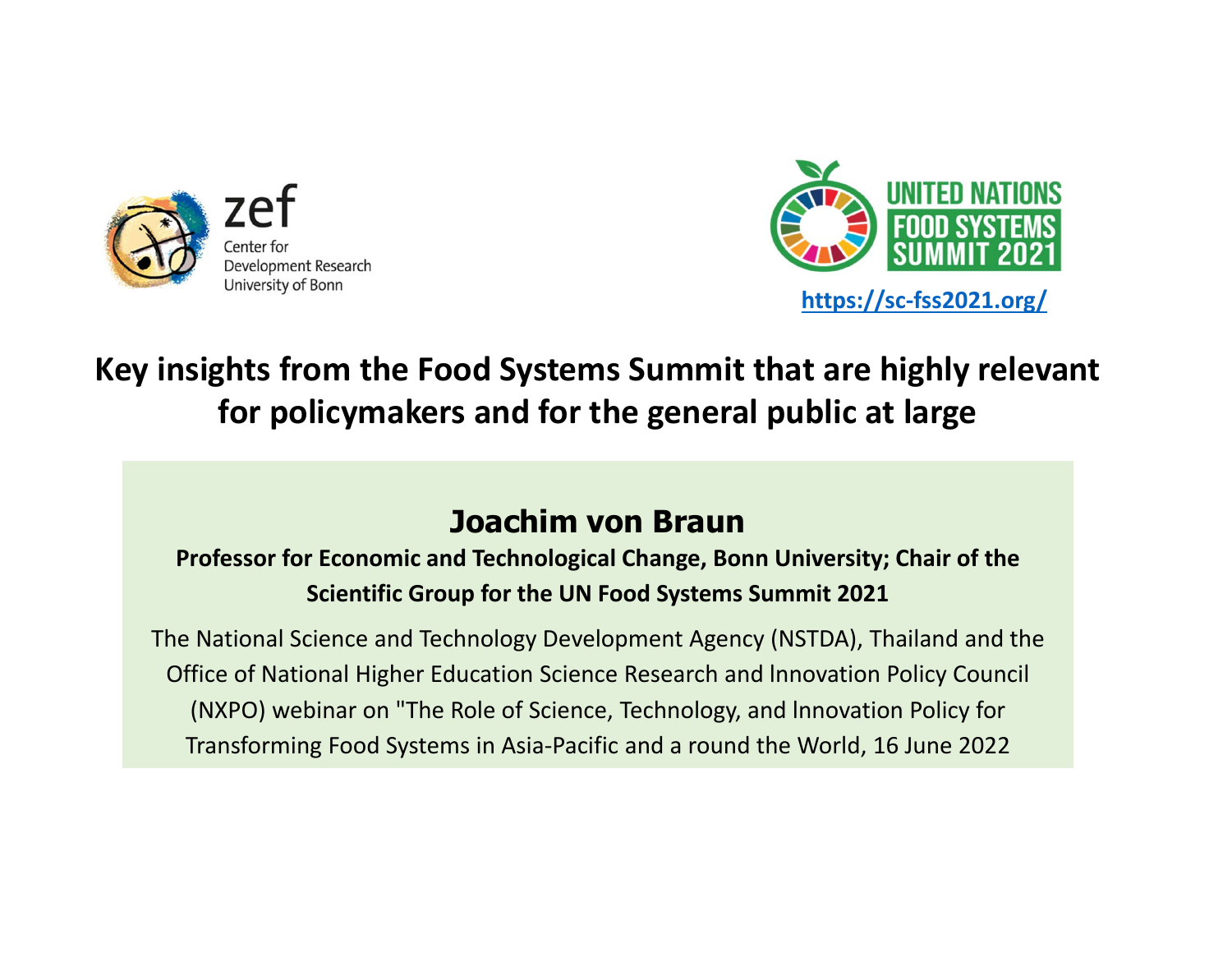zef

Center for Development Research University of Bonn

UNITED NATIONS FOOD SYSTEMS SUMMIT 2021

https://sc-fss2021.org/

# Key insights from the Food Systems Summit that are highly relevant for policymakers and for the general public at large

## Joachim von Braun

**Professor for Economic and Technological Change, Bonn University; Chair of the Scientific Group for the UN Food Systems Summit 2021**

The National Science and Technology Development Agency (NSTDA), Thailand and the Office of National Higher Education Science Research and Innovation Policy Council (NXPO) webinar on "The Role of Science, Technology, and Innovation Policy for Transforming Food Systems in Asia-Pacific and a round the World, 16 June 2022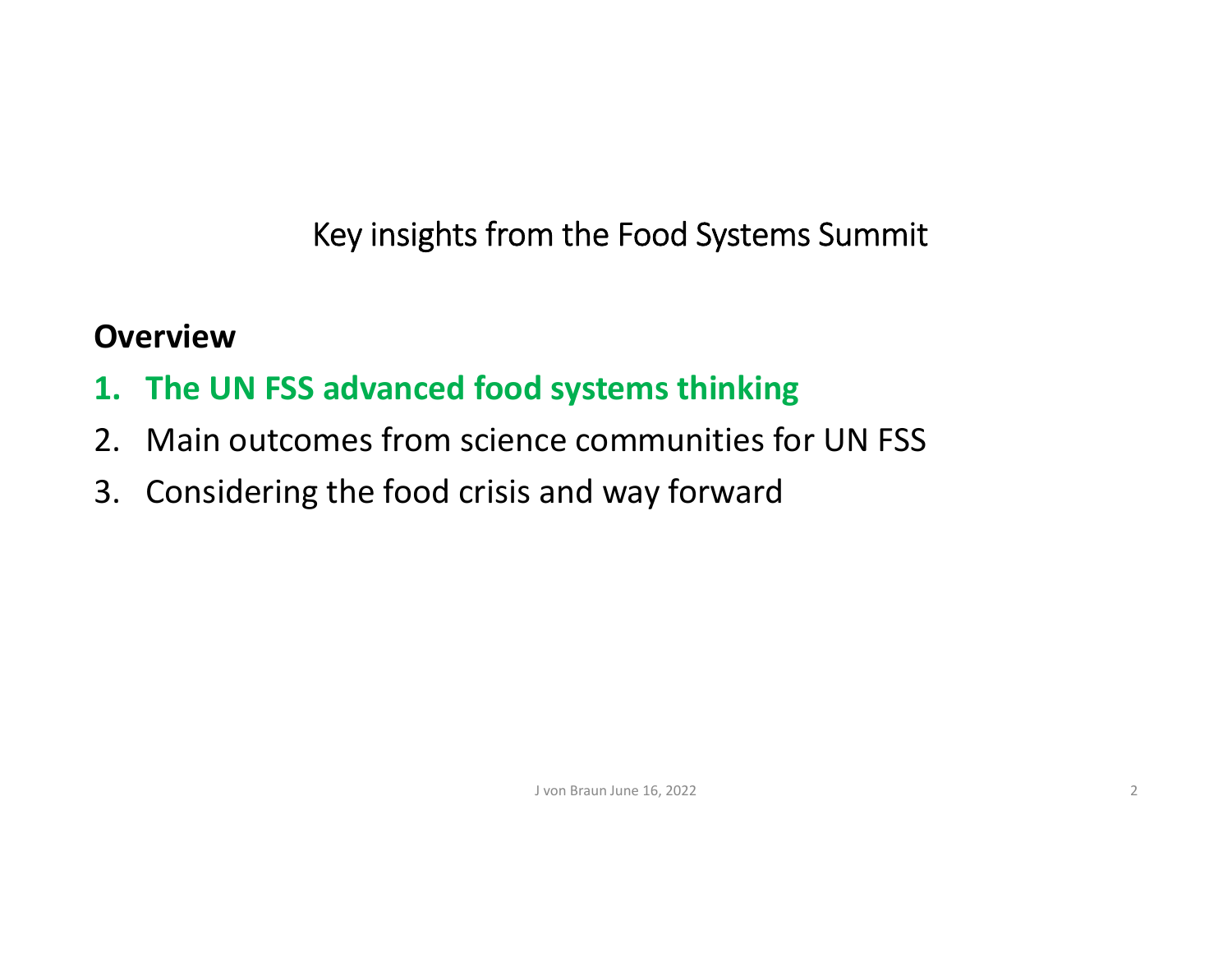# Key insights from the Food Systems Summit

**Overview**

1. **The UN FSS advanced food systems thinking**
2. Main outcomes from science communities for UN FSS
3. Considering the food crisis and way forward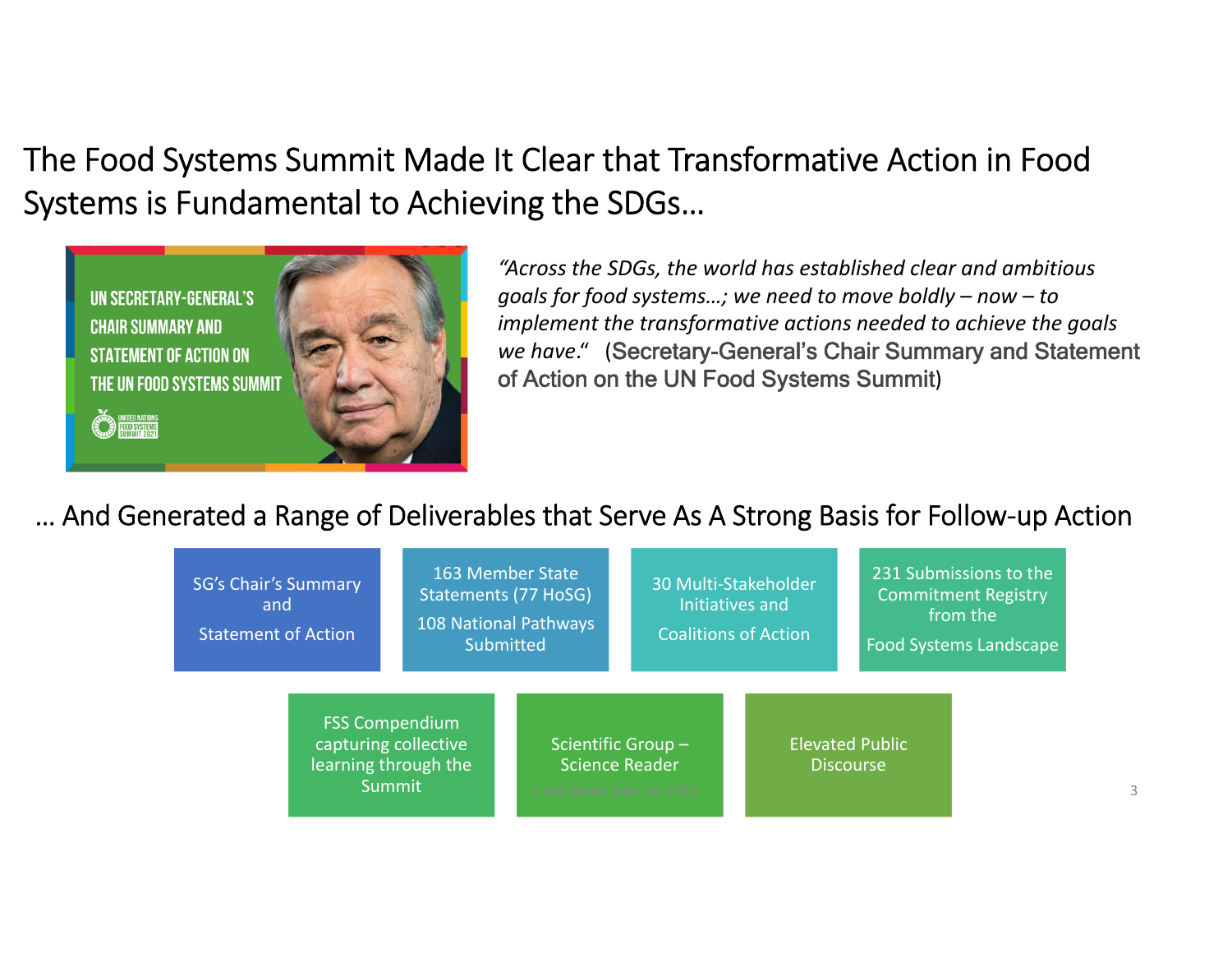# The Food Systems Summit Made It Clear that Transformative Action in Food Systems is Fundamental to Achieving the SDGs…

UN SECRETARY-GENERAL'S CHAIR SUMMARY AND STATEMENT OF ACTION ON THE UN FOOD SYSTEMS SUMMIT

*"Across the SDGs, the world has established clear and ambitious goals for food systems…; we need to move boldly – now – to implement the transformative actions needed to achieve the goals we have."* (Secretary-General's Chair Summary and Statement of Action on the UN Food Systems Summit)

## … And Generated a Range of Deliverables that Serve As A Strong Basis for Follow-up Action

- SG's Chair's Summary and Statement of Action
- 163 Member State Statements (77 HoSG); 108 National Pathways Submitted
- 30 Multi-Stakeholder Initiatives and Coalitions of Action
- 231 Submissions to the Commitment Registry from the Food Systems Landscape
- FSS Compendium capturing collective learning through the Summit
- Scientific Group – Science Reader
- Elevated Public Discourse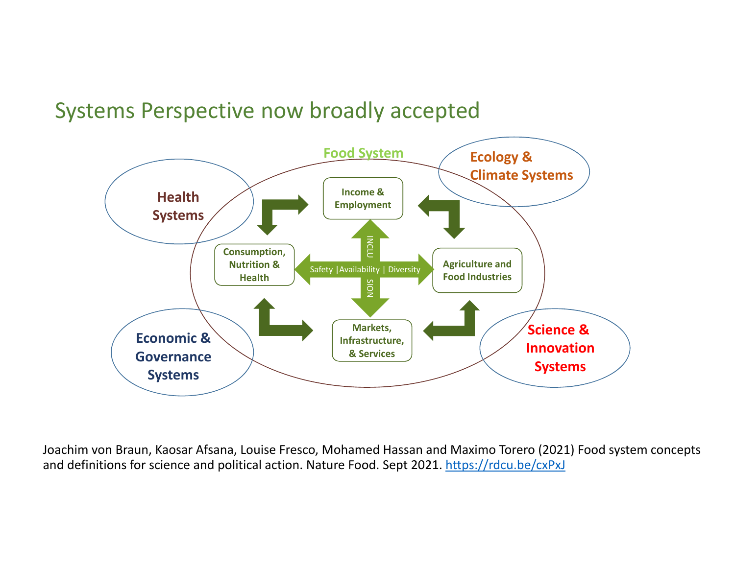# Systems Perspective now broadly accepted

Food System

Health Systems

Ecology & Climate Systems

Economic & Governance Systems

Science & Innovation Systems

Income & Employment

Consumption, Nutrition & Health

Agriculture and Food Industries

Markets, Infrastructure, & Services

Safety | Availability | Diversity

INCLUSION

Joachim von Braun, Kaosar Afsana, Louise Fresco, Mohamed Hassan and Maximo Torero (2021) Food system concepts and definitions for science and political action. Nature Food. Sept 2021. https://rdcu.be/cxPxJ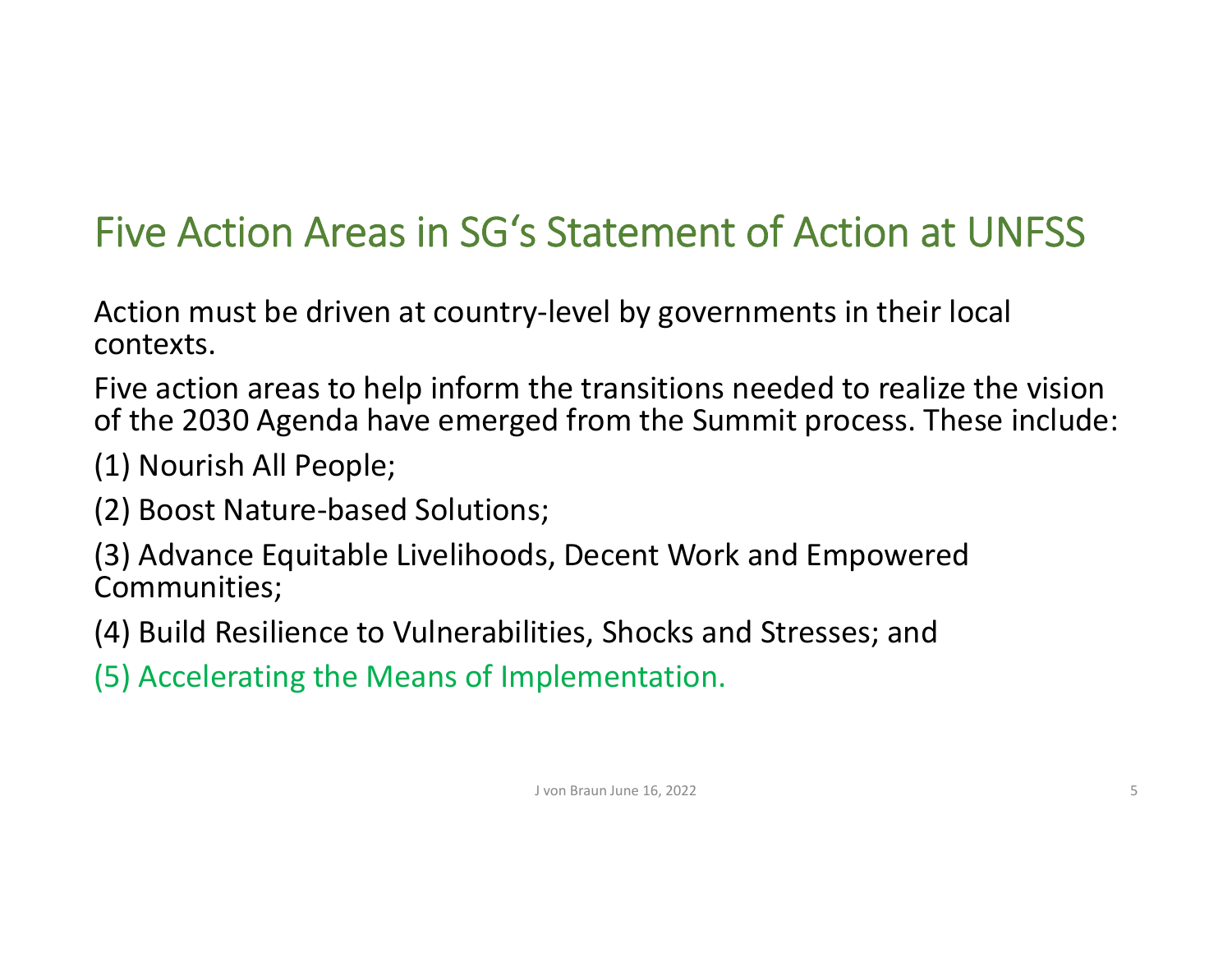# Five Action Areas in SG's Statement of Action at UNFSS

Action must be driven at country-level by governments in their local contexts.

Five action areas to help inform the transitions needed to realize the vision of the 2030 Agenda have emerged from the Summit process. These include:

(1) Nourish All People;

(2) Boost Nature-based Solutions;

(3) Advance Equitable Livelihoods, Decent Work and Empowered Communities;

(4) Build Resilience to Vulnerabilities, Shocks and Stresses; and

(5) Accelerating the Means of Implementation.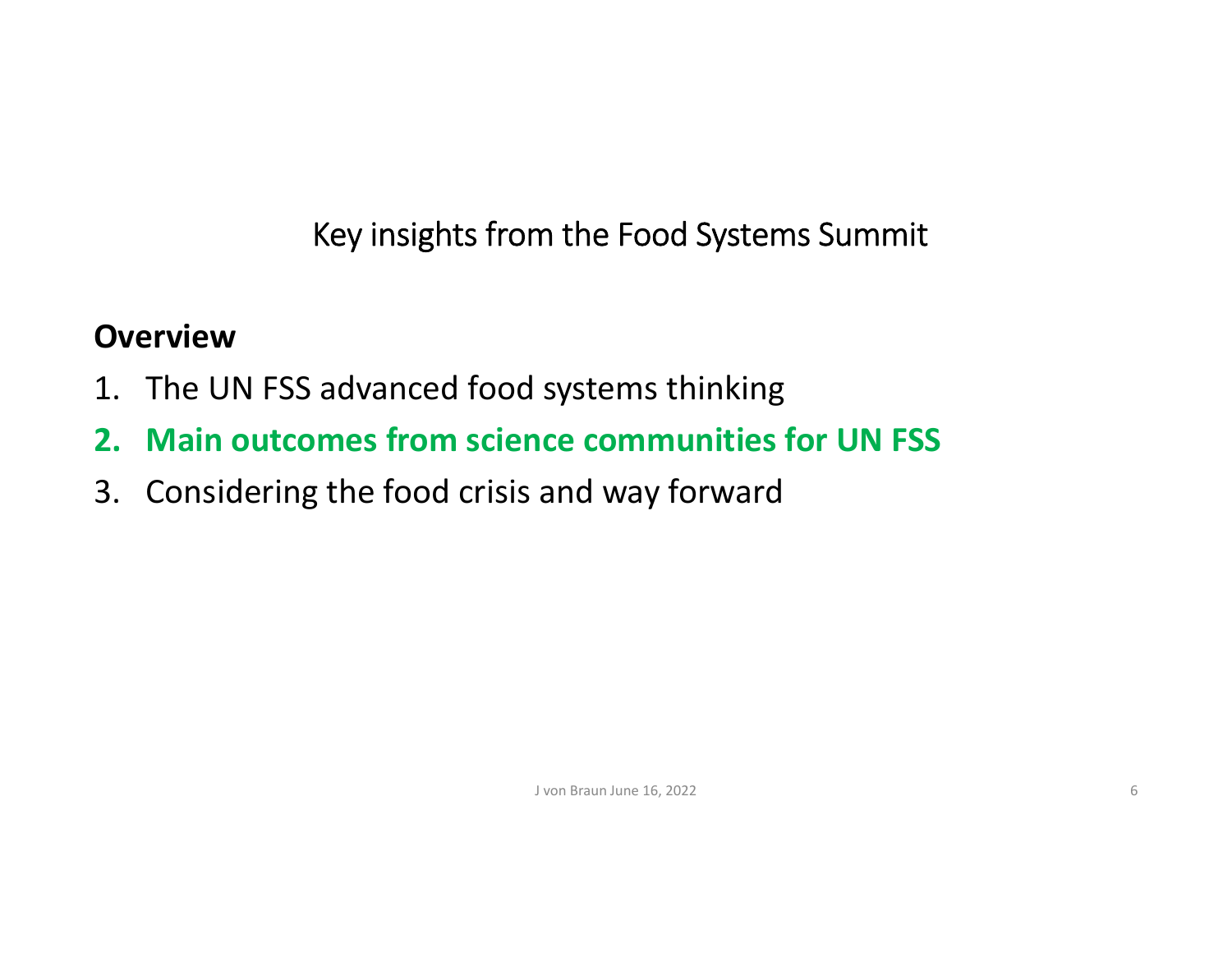Key insights from the Food Systems Summit

**Overview**

1. The UN FSS advanced food systems thinking
2. **Main outcomes from science communities for UN FSS**
3. Considering the food crisis and way forward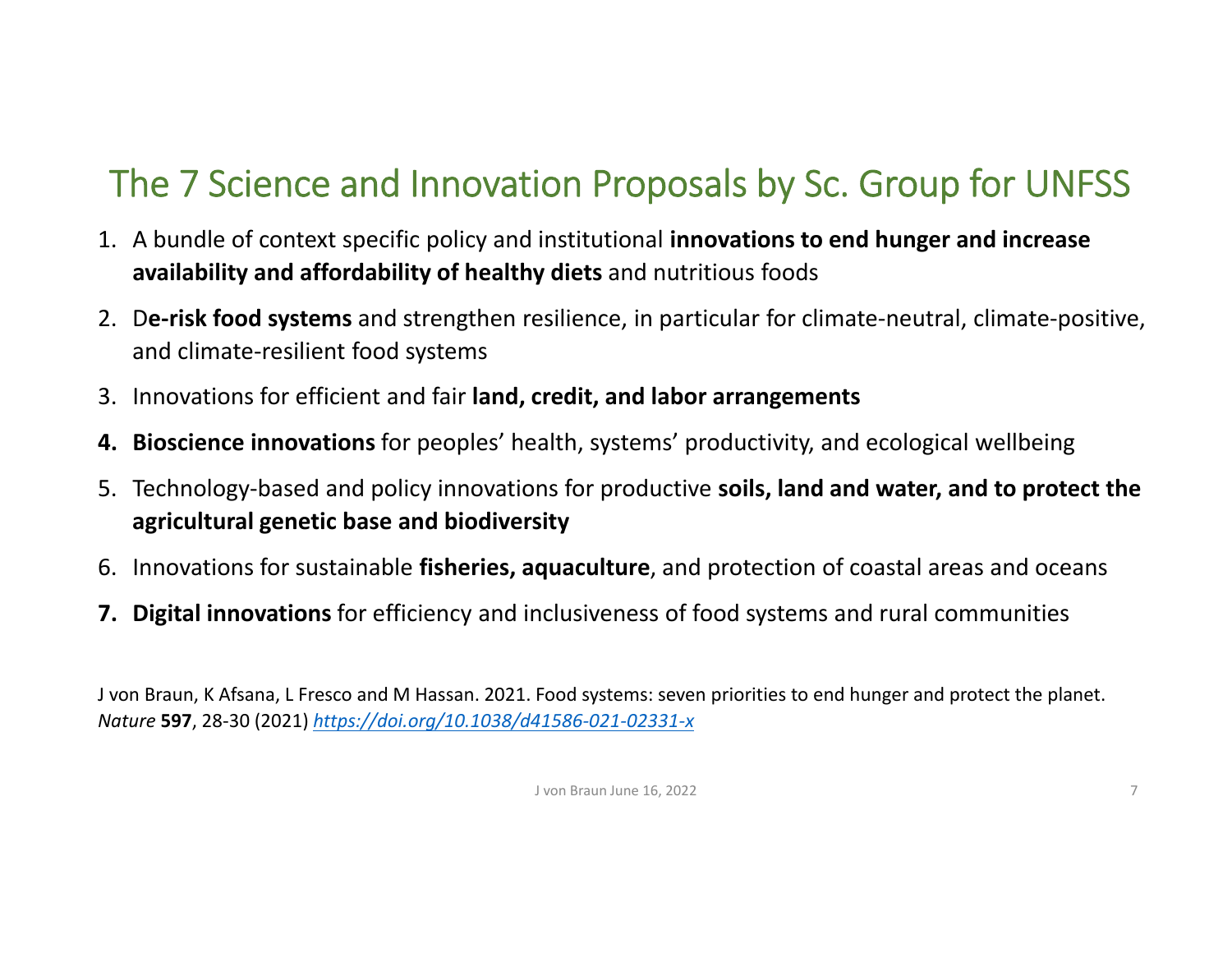# The 7 Science and Innovation Proposals by Sc. Group for UNFSS

1. A bundle of context specific policy and institutional **innovations to end hunger and increase availability and affordability of healthy diets** and nutritious foods
2. D**e-risk food systems** and strengthen resilience, in particular for climate-neutral, climate-positive, and climate-resilient food systems
3. Innovations for efficient and fair **land, credit, and labor arrangements**
4. **Bioscience innovations** for peoples' health, systems' productivity, and ecological wellbeing
5. Technology-based and policy innovations for productive **soils, land and water, and to protect the agricultural genetic base and biodiversity**
6. Innovations for sustainable **fisheries, aquaculture**, and protection of coastal areas and oceans
7. **Digital innovations** for efficiency and inclusiveness of food systems and rural communities

J von Braun, K Afsana, L Fresco and M Hassan. 2021. Food systems: seven priorities to end hunger and protect the planet. *Nature* **597**, 28-30 (2021) *https://doi.org/10.1038/d41586-021-02331-x*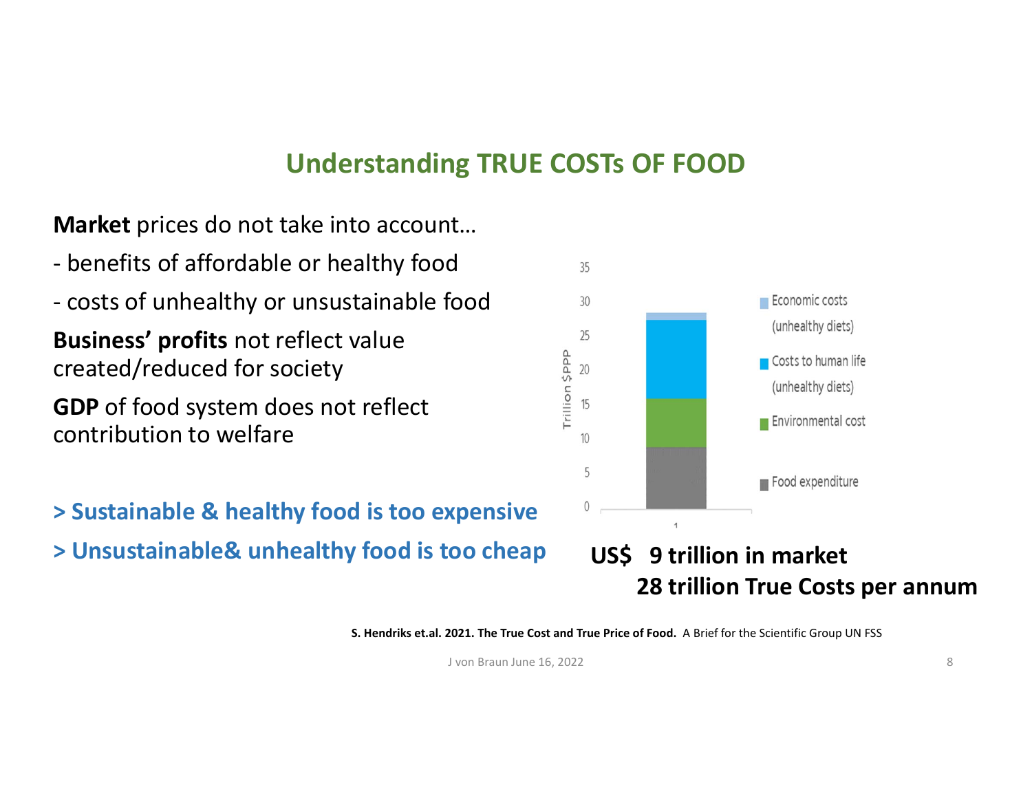## Understanding TRUE COSTs OF FOOD

**Market** prices do not take into account…

- benefits of affordable or healthy food
- costs of unhealthy or unsustainable food

**Business' profits** not reflect value created/reduced for society

**GDP** of food system does not reflect contribution to welfare

**> Sustainable & healthy food is too expensive**

**> Unsustainable& unhealthy food is too cheap**

**US$ 9 trillion in market**

**28 trillion True Costs per annum**

**S. Hendriks et.al. 2021. The True Cost and True Price of Food.** A Brief for the Scientific Group UN FSS

J von Braun June 16, 2022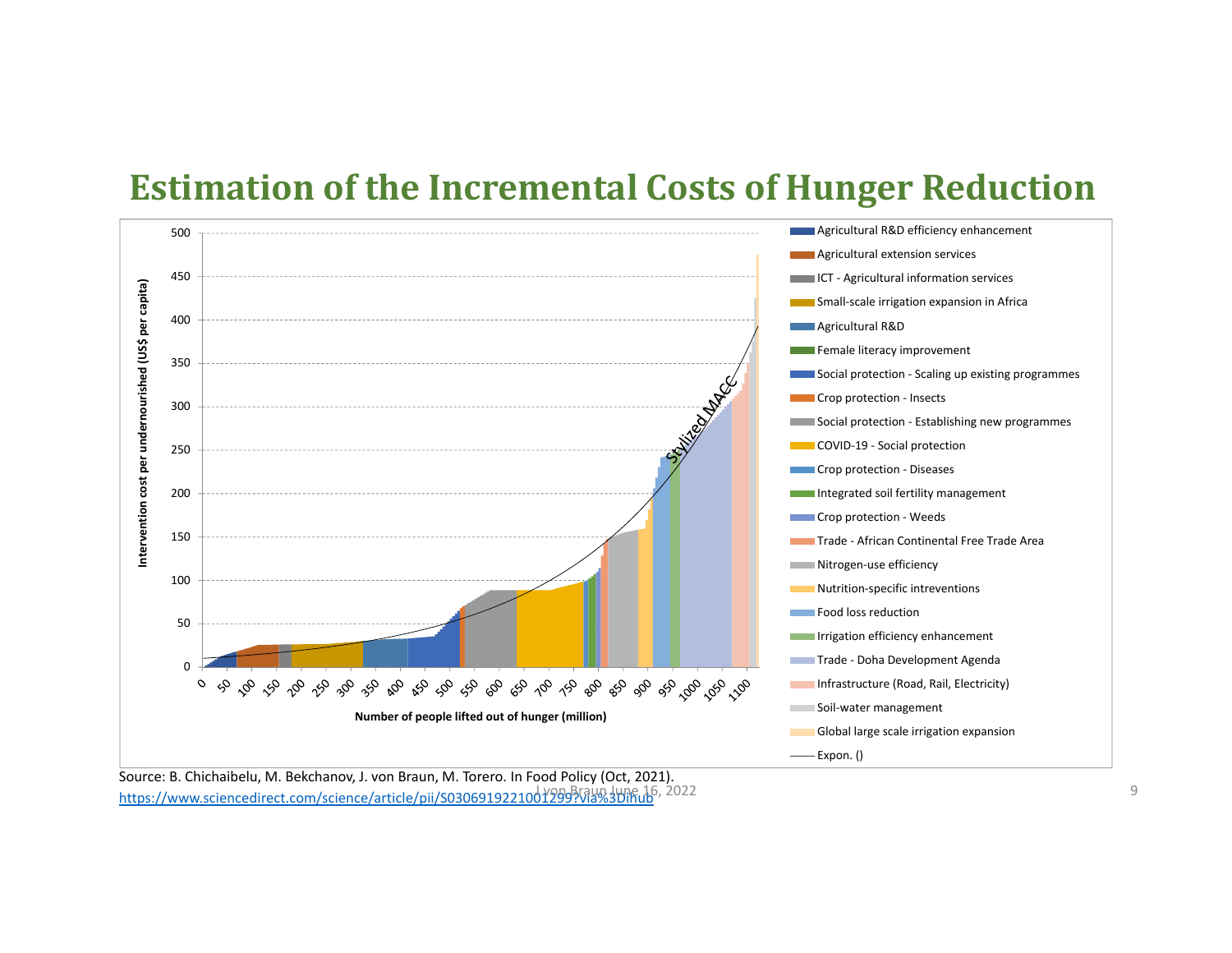# Estimation of the Incremental Costs of Hunger Reduction

Intervention cost per undernourished (US$ per capita)

Number of people lifted out of hunger (million)

Stylized MACC

- Agricultural R&D efficiency enhancement
- Agricultural extension services
- ICT - Agricultural information services
- Small-scale irrigation expansion in Africa
- Agricultural R&D
- Female literacy improvement
- Social protection - Scaling up existing programmes
- Crop protection - Insects
- Social protection - Establishing new programmes
- COVID-19 - Social protection
- Crop protection - Diseases
- Integrated soil fertility management
- Crop protection - Weeds
- Trade - African Continental Free Trade Area
- Nitrogen-use efficiency
- Nutrition-specific intreventions
- Food loss reduction
- Irrigation efficiency enhancement
- Trade - Doha Development Agenda
- Infrastructure (Road, Rail, Electricity)
- Soil-water management
- Global large scale irrigation expansion
- Expon. ()

Source: B. Chichaibelu, M. Bekchanov, J. von Braun, M. Torero. In Food Policy (Oct, 2021).
https://www.sciencedirect.com/science/article/pii/S0306919221001299?via%3Dihub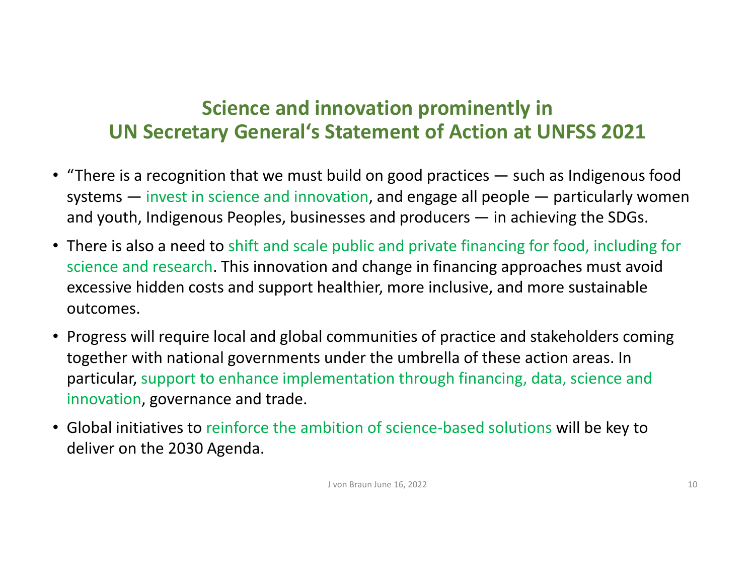# Science and innovation prominently in UN Secretary General's Statement of Action at UNFSS 2021

- "There is a recognition that we must build on good practices — such as Indigenous food systems — invest in science and innovation, and engage all people — particularly women and youth, Indigenous Peoples, businesses and producers — in achieving the SDGs.
- There is also a need to shift and scale public and private financing for food, including for science and research. This innovation and change in financing approaches must avoid excessive hidden costs and support healthier, more inclusive, and more sustainable outcomes.
- Progress will require local and global communities of practice and stakeholders coming together with national governments under the umbrella of these action areas. In particular, support to enhance implementation through financing, data, science and innovation, governance and trade.
- Global initiatives to reinforce the ambition of science-based solutions will be key to deliver on the 2030 Agenda.

J von Braun June 16, 2022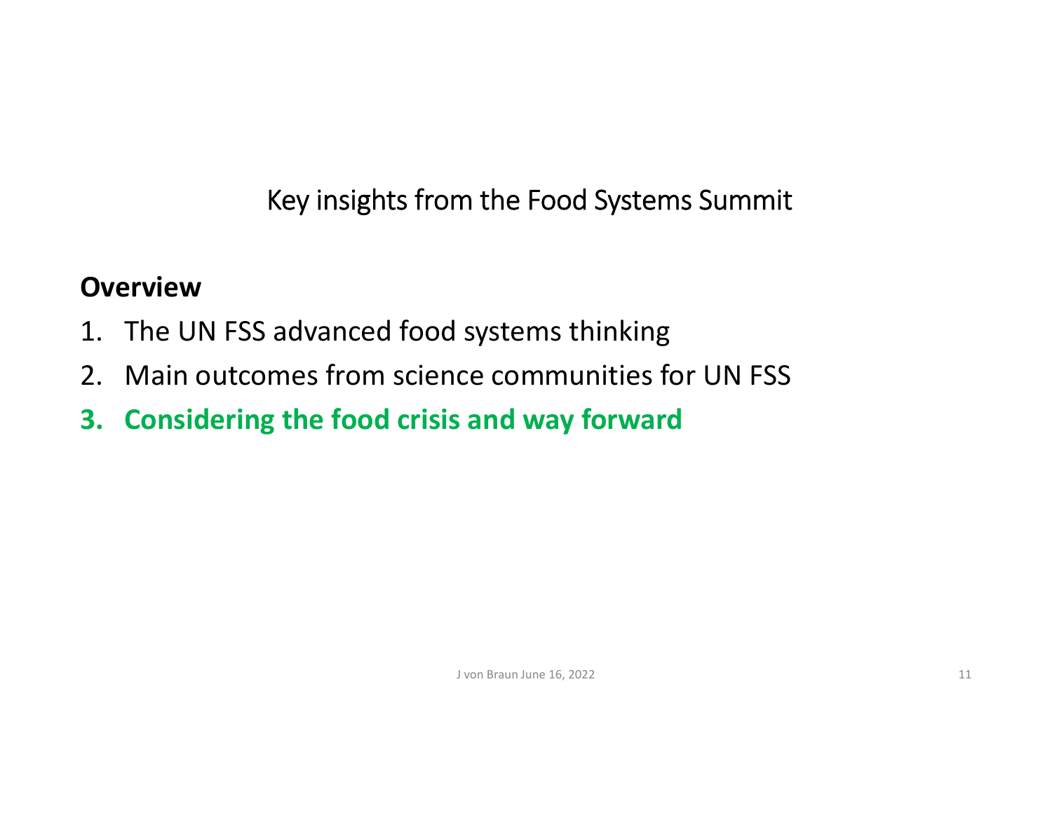# Key insights from the Food Systems Summit

**Overview**

1. The UN FSS advanced food systems thinking
2. Main outcomes from science communities for UN FSS
3. **Considering the food crisis and way forward**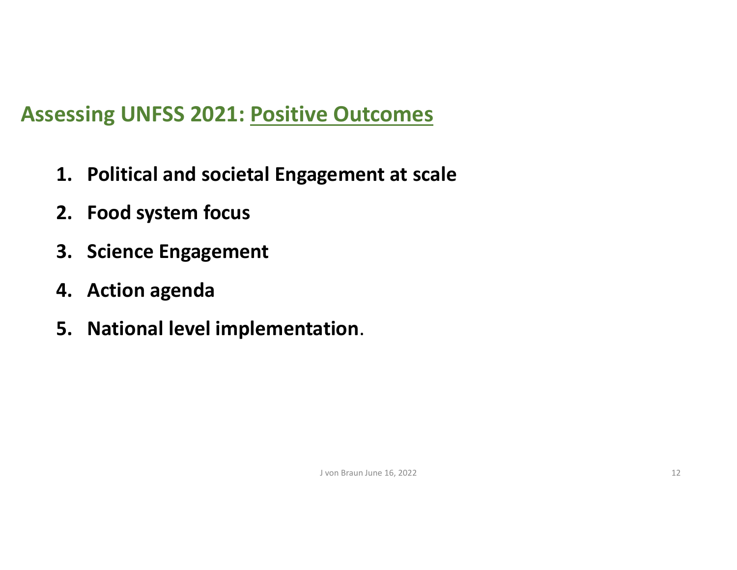## Assessing UNFSS 2021: Positive Outcomes

1. **Political and societal Engagement at scale**
2. **Food system focus**
3. **Science Engagement**
4. **Action agenda**
5. **National level implementation**.

J von Braun June 16, 2022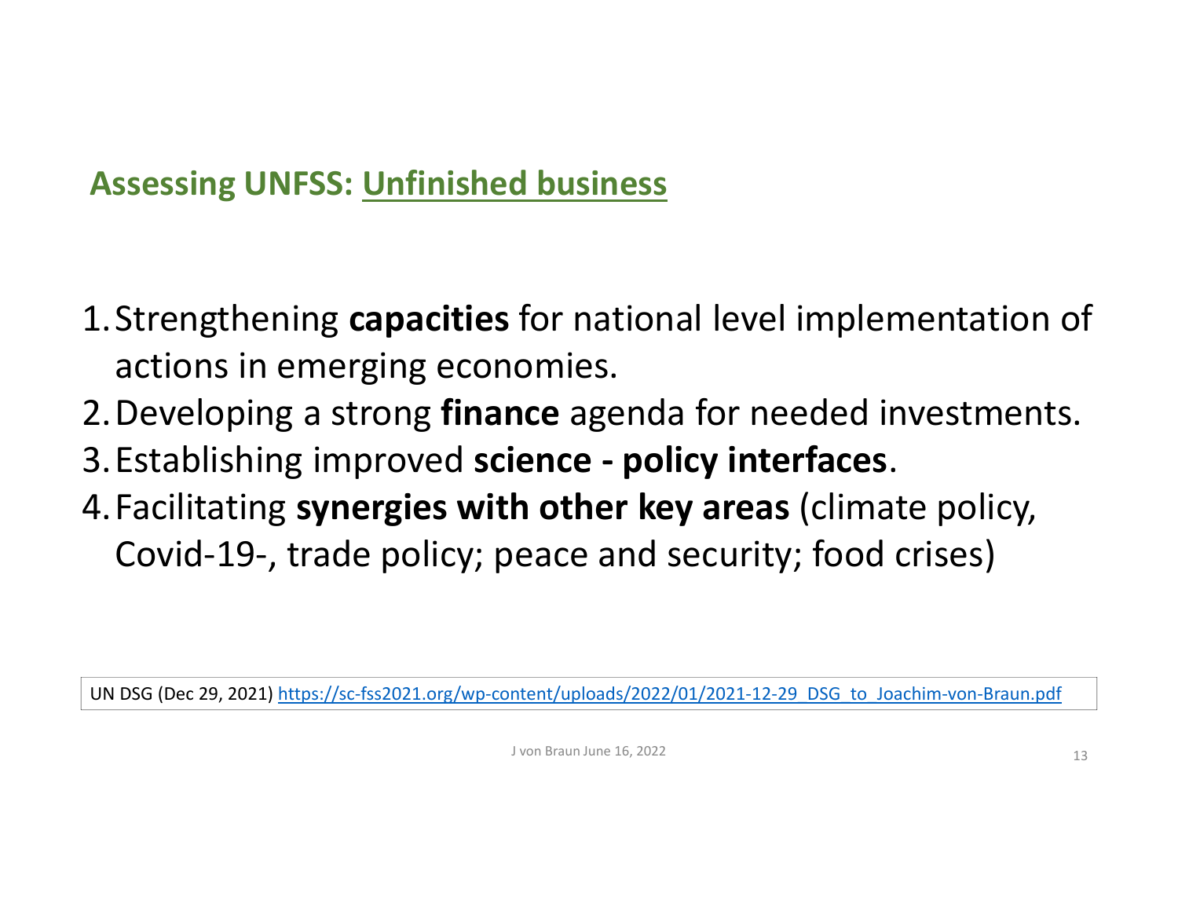## Assessing UNFSS: Unfinished business

1. Strengthening **capacities** for national level implementation of actions in emerging economies.
2. Developing a strong **finance** agenda for needed investments.
3. Establishing improved **science - policy interfaces**.
4. Facilitating **synergies with other key areas** (climate policy, Covid-19-, trade policy; peace and security; food crises)

UN DSG (Dec 29, 2021) https://sc-fss2021.org/wp-content/uploads/2022/01/2021-12-29_DSG_to_Joachim-von-Braun.pdf

J von Braun June 16, 2022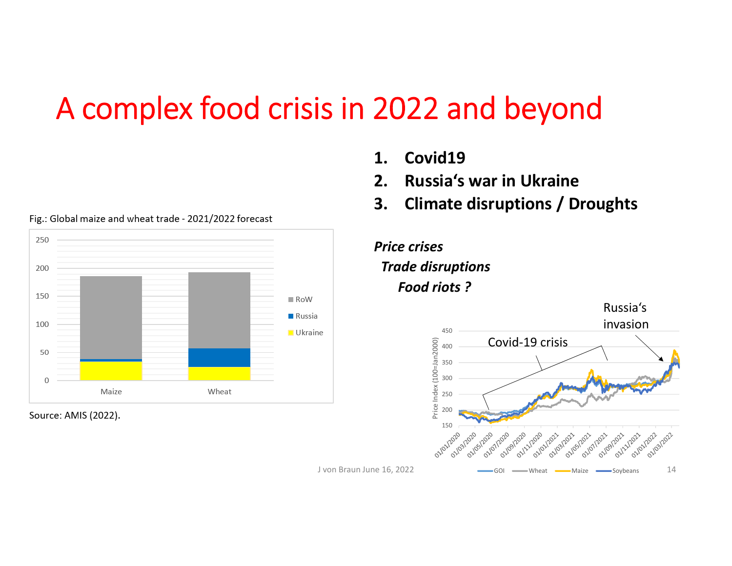# A complex food crisis in 2022 and beyond

1. **Covid19**
2. **Russia's war in Ukraine**
3. **Climate disruptions / Droughts**

***Price crises***
***Trade disruptions***
***Food riots ?***

Fig.: Global maize and wheat trade - 2021/2022 forecast

Source: AMIS (2022).

J von Braun June 16, 2022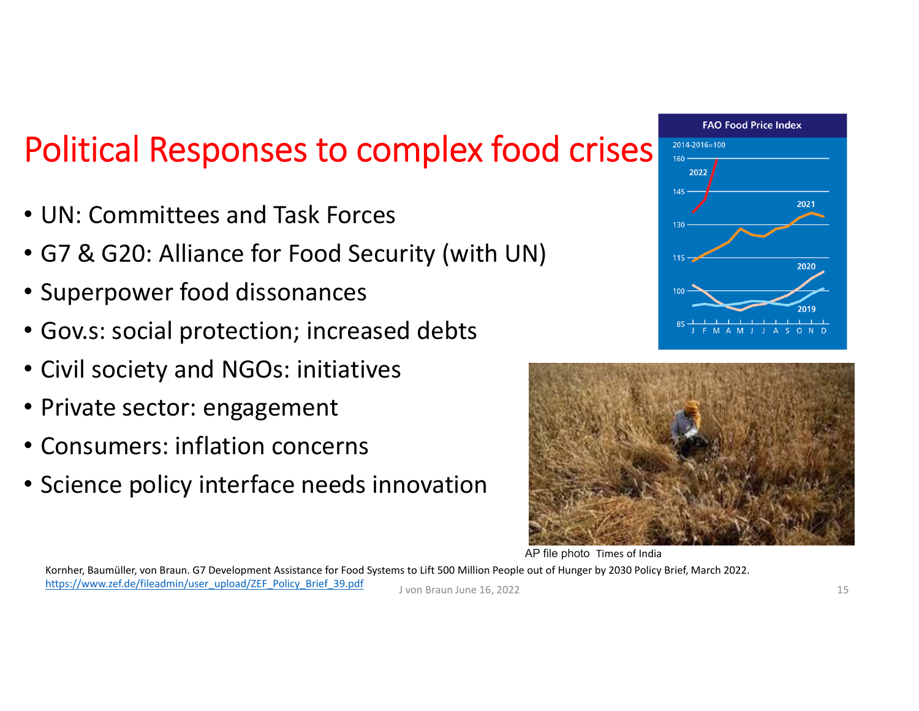# Political Responses to complex food crises

- UN: Committees and Task Forces
- G7 & G20: Alliance for Food Security (with UN)
- Superpower food dissonances
- Gov.s: social protection; increased debts
- Civil society and NGOs: initiatives
- Private sector: engagement
- Consumers: inflation concerns
- Science policy interface needs innovation

AP file photo Times of India

Kornher, Baumüller, von Braun. G7 Development Assistance for Food Systems to Lift 500 Million People out of Hunger by 2030 Policy Brief, March 2022. https://www.zef.de/fileadmin/user_upload/ZEF_Policy_Brief_39.pdf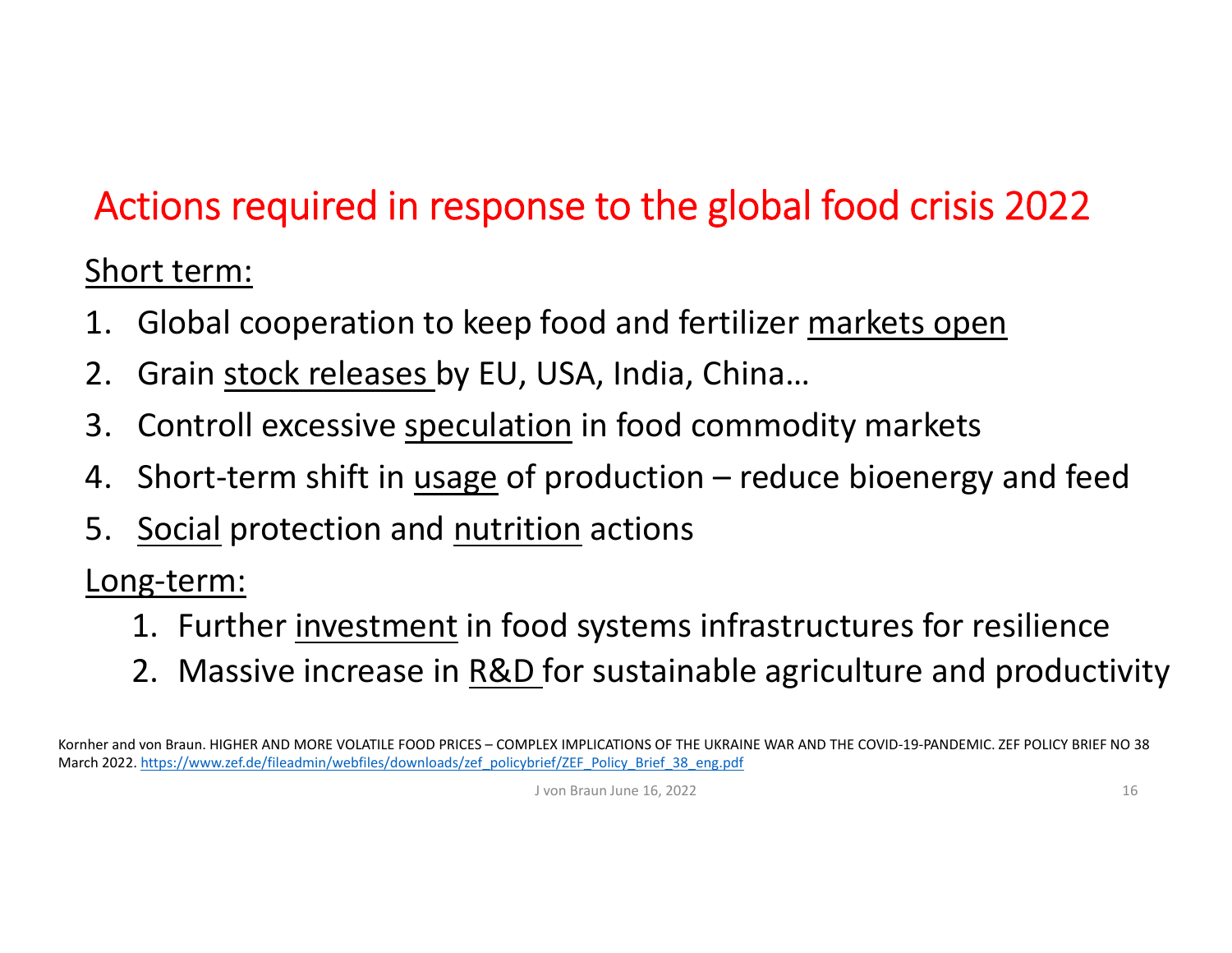# Actions required in response to the global food crisis 2022

Short term:

1. Global cooperation to keep food and fertilizer markets open
2. Grain stock releases by EU, USA, India, China…
3. Controll excessive speculation in food commodity markets
4. Short-term shift in usage of production – reduce bioenergy and feed
5. Social protection and nutrition actions

Long-term:

1. Further investment in food systems infrastructures for resilience
2. Massive increase in R&D for sustainable agriculture and productivity

Kornher and von Braun. HIGHER AND MORE VOLATILE FOOD PRICES – COMPLEX IMPLICATIONS OF THE UKRAINE WAR AND THE COVID-19-PANDEMIC. ZEF POLICY BRIEF NO 38 March 2022. https://www.zef.de/fileadmin/webfiles/downloads/zef_policybrief/ZEF_Policy_Brief_38_eng.pdf

J von Braun June 16, 2022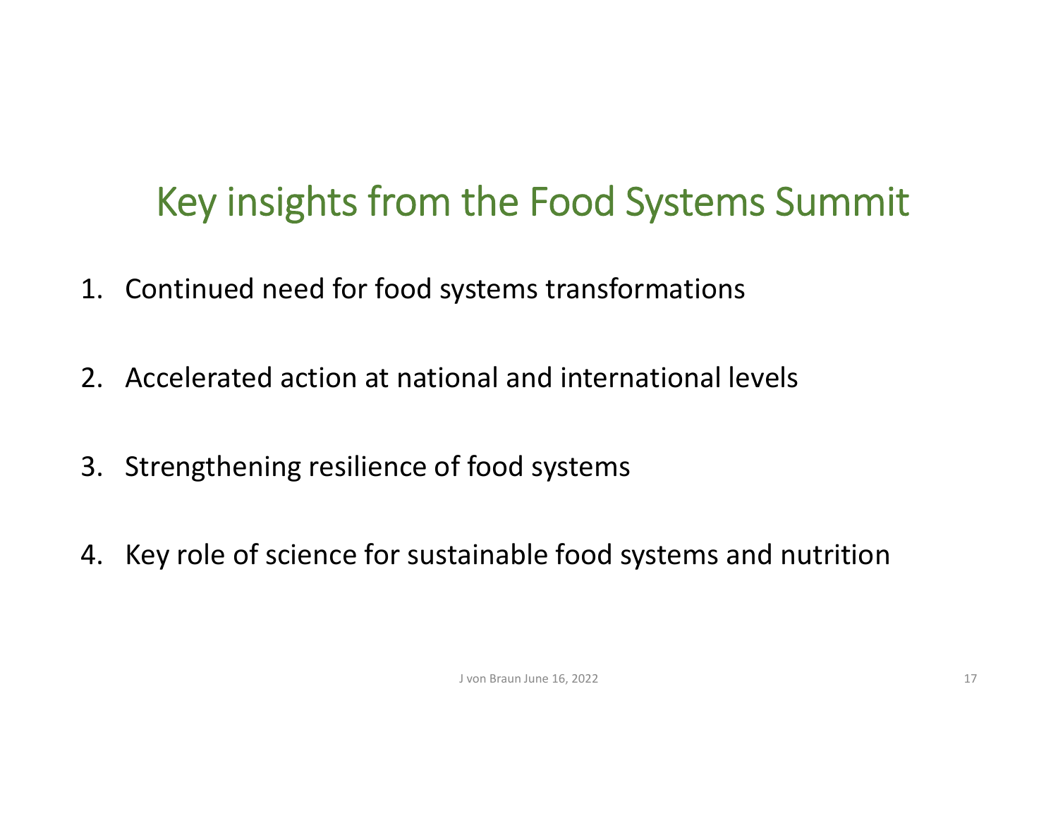# Key insights from the Food Systems Summit

1. Continued need for food systems transformations

2. Accelerated action at national and international levels

3. Strengthening resilience of food systems

4. Key role of science for sustainable food systems and nutrition